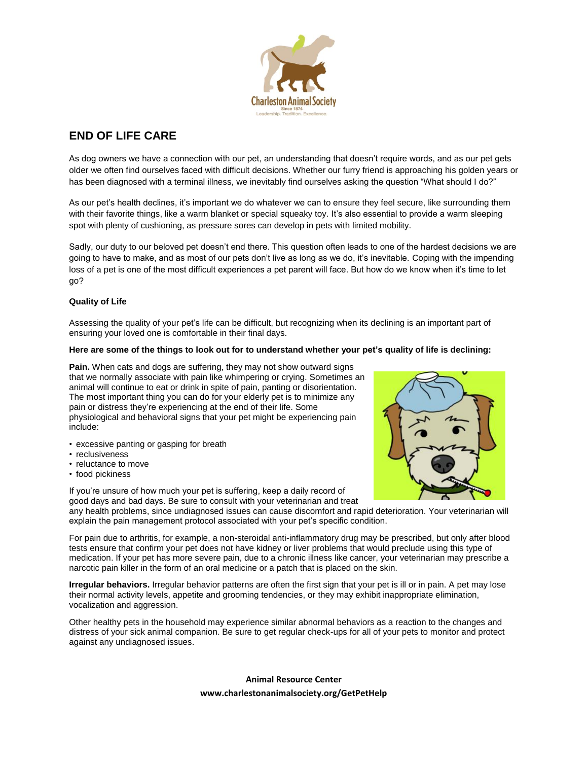Charleston Animal Society
Since 1874
Leadership. Tradition. Excellence.

# END OF LIFE CARE

As dog owners we have a connection with our pet, an understanding that doesn't require words, and as our pet gets older we often find ourselves faced with difficult decisions. Whether our furry friend is approaching his golden years or has been diagnosed with a terminal illness, we inevitably find ourselves asking the question "What should I do?"

As our pet's health declines, it's important we do whatever we can to ensure they feel secure, like surrounding them with their favorite things, like a warm blanket or special squeaky toy. It's also essential to provide a warm sleeping spot with plenty of cushioning, as pressure sores can develop in pets with limited mobility.

Sadly, our duty to our beloved pet doesn't end there. This question often leads to one of the hardest decisions we are going to have to make, and as most of our pets don't live as long as we do, it's inevitable. Coping with the impending loss of a pet is one of the most difficult experiences a pet parent will face. But how do we know when it's time to let go?

## Quality of Life

Assessing the quality of your pet's life can be difficult, but recognizing when its declining is an important part of ensuring your loved one is comfortable in their final days.

**Here are some of the things to look out for to understand whether your pet's quality of life is declining:**

**Pain.** When cats and dogs are suffering, they may not show outward signs that we normally associate with pain like whimpering or crying. Sometimes an animal will continue to eat or drink in spite of pain, panting or disorientation. The most important thing you can do for your elderly pet is to minimize any pain or distress they're experiencing at the end of their life. Some physiological and behavioral signs that your pet might be experiencing pain include:

- excessive panting or gasping for breath
- reclusiveness
- reluctance to move
- food pickiness

If you're unsure of how much your pet is suffering, keep a daily record of good days and bad days. Be sure to consult with your veterinarian and treat any health problems, since undiagnosed issues can cause discomfort and rapid deterioration. Your veterinarian will explain the pain management protocol associated with your pet's specific condition.

For pain due to arthritis, for example, a non-steroidal anti-inflammatory drug may be prescribed, but only after blood tests ensure that confirm your pet does not have kidney or liver problems that would preclude using this type of medication. If your pet has more severe pain, due to a chronic illness like cancer, your veterinarian may prescribe a narcotic pain killer in the form of an oral medicine or a patch that is placed on the skin.

**Irregular behaviors.** Irregular behavior patterns are often the first sign that your pet is ill or in pain. A pet may lose their normal activity levels, appetite and grooming tendencies, or they may exhibit inappropriate elimination, vocalization and aggression.

Other healthy pets in the household may experience similar abnormal behaviors as a reaction to the changes and distress of your sick animal companion. Be sure to get regular check-ups for all of your pets to monitor and protect against any undiagnosed issues.

**Animal Resource Center**
**www.charlestonanimalsociety.org/GetPetHelp**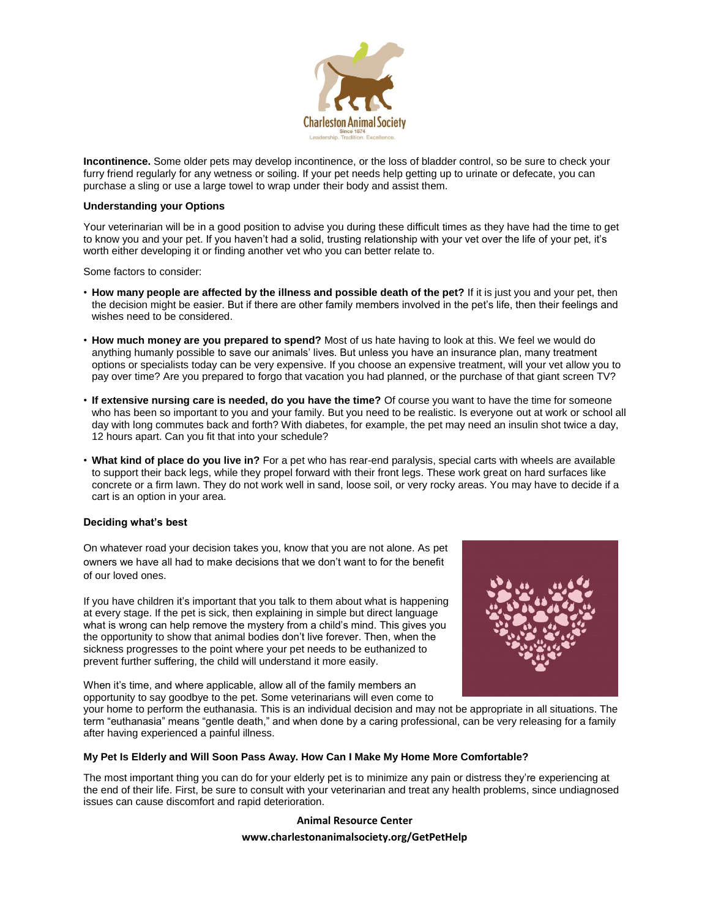**Incontinence.** Some older pets may develop incontinence, or the loss of bladder control, so be sure to check your furry friend regularly for any wetness or soiling. If your pet needs help getting up to urinate or defecate, you can purchase a sling or use a large towel to wrap under their body and assist them.

### Understanding your Options

Your veterinarian will be in a good position to advise you during these difficult times as they have had the time to get to know you and your pet. If you haven't had a solid, trusting relationship with your vet over the life of your pet, it's worth either developing it or finding another vet who you can better relate to.

Some factors to consider:

- **How many people are affected by the illness and possible death of the pet?** If it is just you and your pet, then the decision might be easier. But if there are other family members involved in the pet's life, then their feelings and wishes need to be considered.
- **How much money are you prepared to spend?** Most of us hate having to look at this. We feel we would do anything humanly possible to save our animals' lives. But unless you have an insurance plan, many treatment options or specialists today can be very expensive. If you choose an expensive treatment, will your vet allow you to pay over time? Are you prepared to forgo that vacation you had planned, or the purchase of that giant screen TV?
- **If extensive nursing care is needed, do you have the time?** Of course you want to have the time for someone who has been so important to you and your family. But you need to be realistic. Is everyone out at work or school all day with long commutes back and forth? With diabetes, for example, the pet may need an insulin shot twice a day, 12 hours apart. Can you fit that into your schedule?
- **What kind of place do you live in?** For a pet who has rear-end paralysis, special carts with wheels are available to support their back legs, while they propel forward with their front legs. These work great on hard surfaces like concrete or a firm lawn. They do not work well in sand, loose soil, or very rocky areas. You may have to decide if a cart is an option in your area.

### Deciding what's best

On whatever road your decision takes you, know that you are not alone. As pet owners we have all had to make decisions that we don't want to for the benefit of our loved ones.

If you have children it's important that you talk to them about what is happening at every stage. If the pet is sick, then explaining in simple but direct language what is wrong can help remove the mystery from a child's mind. This gives you the opportunity to show that animal bodies don't live forever. Then, when the sickness progresses to the point where your pet needs to be euthanized to prevent further suffering, the child will understand it more easily.

When it's time, and where applicable, allow all of the family members an opportunity to say goodbye to the pet. Some veterinarians will even come to your home to perform the euthanasia. This is an individual decision and may not be appropriate in all situations. The term "euthanasia" means "gentle death," and when done by a caring professional, can be very releasing for a family after having experienced a painful illness.

### My Pet Is Elderly and Will Soon Pass Away. How Can I Make My Home More Comfortable?

The most important thing you can do for your elderly pet is to minimize any pain or distress they're experiencing at the end of their life. First, be sure to consult with your veterinarian and treat any health problems, since undiagnosed issues can cause discomfort and rapid deterioration.

**Animal Resource Center**

**www.charlestonanimalsociety.org/GetPetHelp**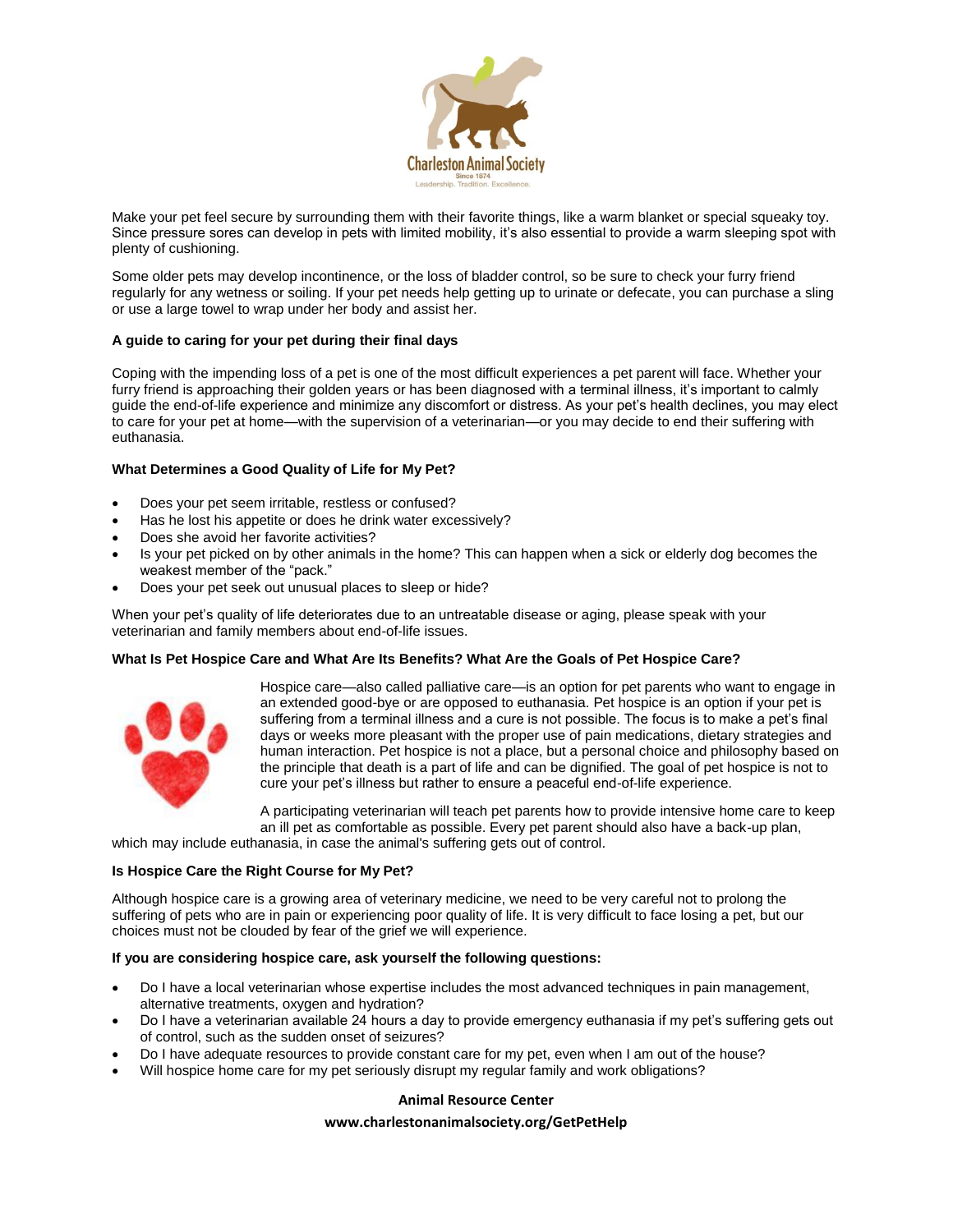Make your pet feel secure by surrounding them with their favorite things, like a warm blanket or special squeaky toy. Since pressure sores can develop in pets with limited mobility, it's also essential to provide a warm sleeping spot with plenty of cushioning.

Some older pets may develop incontinence, or the loss of bladder control, so be sure to check your furry friend regularly for any wetness or soiling. If your pet needs help getting up to urinate or defecate, you can purchase a sling or use a large towel to wrap under her body and assist her.

**A guide to caring for your pet during their final days**

Coping with the impending loss of a pet is one of the most difficult experiences a pet parent will face. Whether your furry friend is approaching their golden years or has been diagnosed with a terminal illness, it's important to calmly guide the end-of-life experience and minimize any discomfort or distress. As your pet's health declines, you may elect to care for your pet at home—with the supervision of a veterinarian—or you may decide to end their suffering with euthanasia.

**What Determines a Good Quality of Life for My Pet?**

- Does your pet seem irritable, restless or confused?
- Has he lost his appetite or does he drink water excessively?
- Does she avoid her favorite activities?
- Is your pet picked on by other animals in the home? This can happen when a sick or elderly dog becomes the weakest member of the "pack."
- Does your pet seek out unusual places to sleep or hide?

When your pet's quality of life deteriorates due to an untreatable disease or aging, please speak with your veterinarian and family members about end-of-life issues.

**What Is Pet Hospice Care and What Are Its Benefits? What Are the Goals of Pet Hospice Care?**

Hospice care—also called palliative care—is an option for pet parents who want to engage in an extended good-bye or are opposed to euthanasia. Pet hospice is an option if your pet is suffering from a terminal illness and a cure is not possible. The focus is to make a pet's final days or weeks more pleasant with the proper use of pain medications, dietary strategies and human interaction. Pet hospice is not a place, but a personal choice and philosophy based on the principle that death is a part of life and can be dignified. The goal of pet hospice is not to cure your pet's illness but rather to ensure a peaceful end-of-life experience.

A participating veterinarian will teach pet parents how to provide intensive home care to keep an ill pet as comfortable as possible. Every pet parent should also have a back-up plan, which may include euthanasia, in case the animal's suffering gets out of control.

**Is Hospice Care the Right Course for My Pet?**

Although hospice care is a growing area of veterinary medicine, we need to be very careful not to prolong the suffering of pets who are in pain or experiencing poor quality of life. It is very difficult to face losing a pet, but our choices must not be clouded by fear of the grief we will experience.

**If you are considering hospice care, ask yourself the following questions:**

- Do I have a local veterinarian whose expertise includes the most advanced techniques in pain management, alternative treatments, oxygen and hydration?
- Do I have a veterinarian available 24 hours a day to provide emergency euthanasia if my pet's suffering gets out of control, such as the sudden onset of seizures?
- Do I have adequate resources to provide constant care for my pet, even when I am out of the house?
- Will hospice home care for my pet seriously disrupt my regular family and work obligations?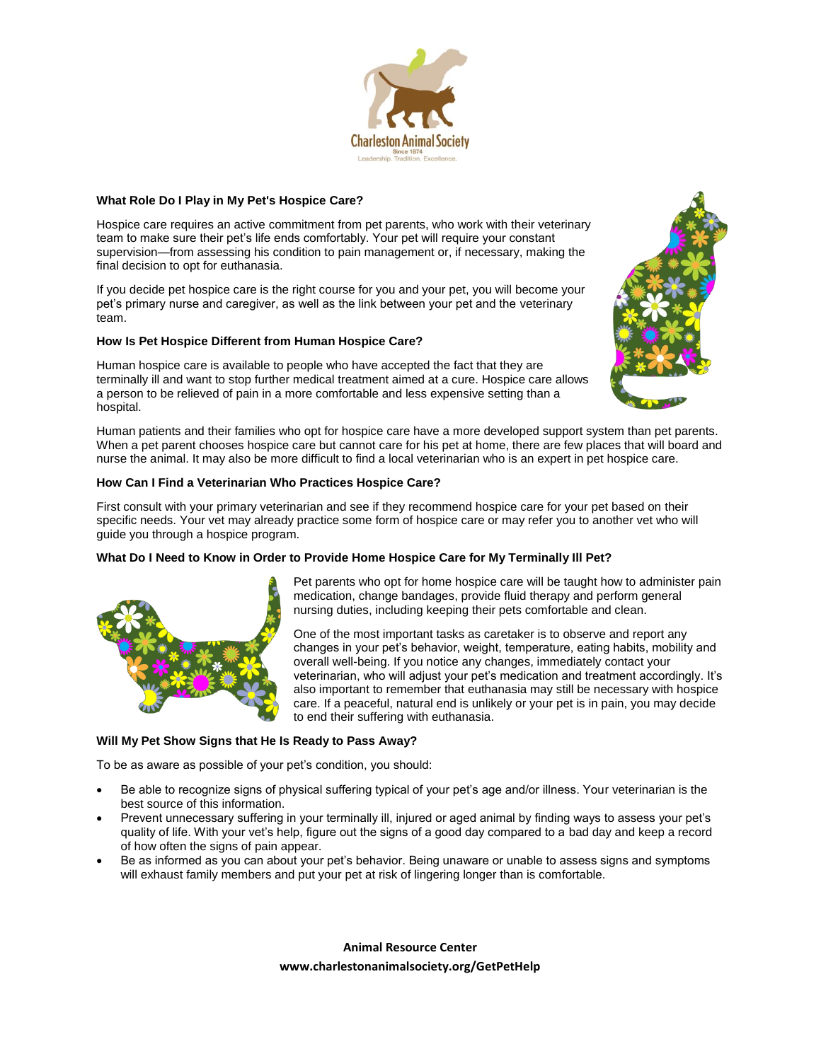## What Role Do I Play in My Pet's Hospice Care?

Hospice care requires an active commitment from pet parents, who work with their veterinary team to make sure their pet's life ends comfortably. Your pet will require your constant supervision—from assessing his condition to pain management or, if necessary, making the final decision to opt for euthanasia.

If you decide pet hospice care is the right course for you and your pet, you will become your pet's primary nurse and caregiver, as well as the link between your pet and the veterinary team.

## How Is Pet Hospice Different from Human Hospice Care?

Human hospice care is available to people who have accepted the fact that they are terminally ill and want to stop further medical treatment aimed at a cure. Hospice care allows a person to be relieved of pain in a more comfortable and less expensive setting than a hospital.

Human patients and their families who opt for hospice care have a more developed support system than pet parents. When a pet parent chooses hospice care but cannot care for his pet at home, there are few places that will board and nurse the animal. It may also be more difficult to find a local veterinarian who is an expert in pet hospice care.

## How Can I Find a Veterinarian Who Practices Hospice Care?

First consult with your primary veterinarian and see if they recommend hospice care for your pet based on their specific needs. Your vet may already practice some form of hospice care or may refer you to another vet who will guide you through a hospice program.

## What Do I Need to Know in Order to Provide Home Hospice Care for My Terminally Ill Pet?

Pet parents who opt for home hospice care will be taught how to administer pain medication, change bandages, provide fluid therapy and perform general nursing duties, including keeping their pets comfortable and clean.

One of the most important tasks as caretaker is to observe and report any changes in your pet's behavior, weight, temperature, eating habits, mobility and overall well-being. If you notice any changes, immediately contact your veterinarian, who will adjust your pet's medication and treatment accordingly. It's also important to remember that euthanasia may still be necessary with hospice care. If a peaceful, natural end is unlikely or your pet is in pain, you may decide to end their suffering with euthanasia.

## Will My Pet Show Signs that He Is Ready to Pass Away?

To be as aware as possible of your pet's condition, you should:

- Be able to recognize signs of physical suffering typical of your pet's age and/or illness. Your veterinarian is the best source of this information.
- Prevent unnecessary suffering in your terminally ill, injured or aged animal by finding ways to assess your pet's quality of life. With your vet's help, figure out the signs of a good day compared to a bad day and keep a record of how often the signs of pain appear.
- Be as informed as you can about your pet's behavior. Being unaware or unable to assess signs and symptoms will exhaust family members and put your pet at risk of lingering longer than is comfortable.

**Animal Resource Center**
**www.charlestonanimalsociety.org/GetPetHelp**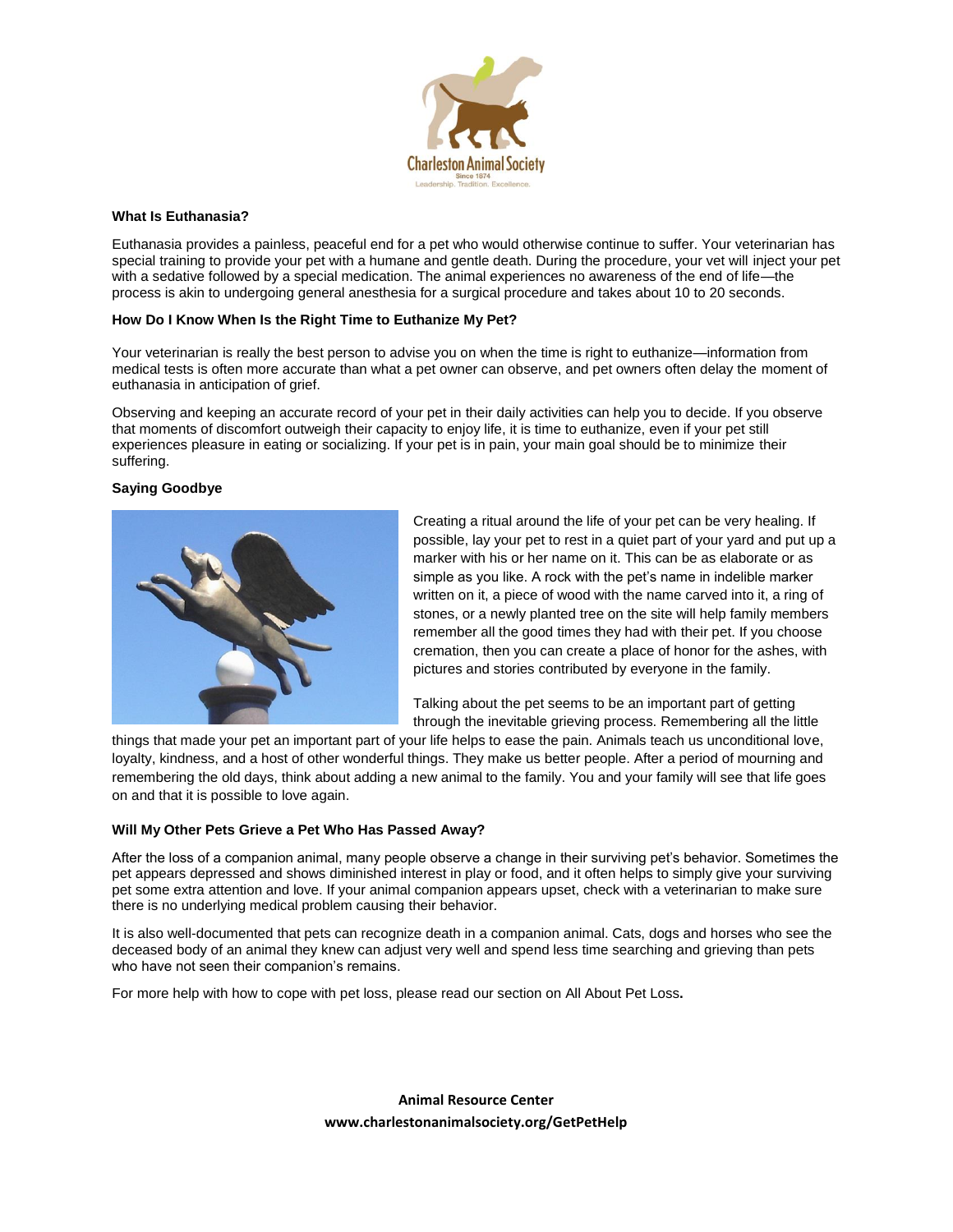**What Is Euthanasia?**

Euthanasia provides a painless, peaceful end for a pet who would otherwise continue to suffer. Your veterinarian has special training to provide your pet with a humane and gentle death. During the procedure, your vet will inject your pet with a sedative followed by a special medication. The animal experiences no awareness of the end of life—the process is akin to undergoing general anesthesia for a surgical procedure and takes about 10 to 20 seconds.

**How Do I Know When Is the Right Time to Euthanize My Pet?**

Your veterinarian is really the best person to advise you on when the time is right to euthanize—information from medical tests is often more accurate than what a pet owner can observe, and pet owners often delay the moment of euthanasia in anticipation of grief.

Observing and keeping an accurate record of your pet in their daily activities can help you to decide. If you observe that moments of discomfort outweigh their capacity to enjoy life, it is time to euthanize, even if your pet still experiences pleasure in eating or socializing. If your pet is in pain, your main goal should be to minimize their suffering.

**Saying Goodbye**

Creating a ritual around the life of your pet can be very healing. If possible, lay your pet to rest in a quiet part of your yard and put up a marker with his or her name on it. This can be as elaborate or as simple as you like. A rock with the pet's name in indelible marker written on it, a piece of wood with the name carved into it, a ring of stones, or a newly planted tree on the site will help family members remember all the good times they had with their pet. If you choose cremation, then you can create a place of honor for the ashes, with pictures and stories contributed by everyone in the family.

Talking about the pet seems to be an important part of getting through the inevitable grieving process. Remembering all the little things that made your pet an important part of your life helps to ease the pain. Animals teach us unconditional love, loyalty, kindness, and a host of other wonderful things. They make us better people. After a period of mourning and remembering the old days, think about adding a new animal to the family. You and your family will see that life goes on and that it is possible to love again.

**Will My Other Pets Grieve a Pet Who Has Passed Away?**

After the loss of a companion animal, many people observe a change in their surviving pet's behavior. Sometimes the pet appears depressed and shows diminished interest in play or food, and it often helps to simply give your surviving pet some extra attention and love. If your animal companion appears upset, check with a veterinarian to make sure there is no underlying medical problem causing their behavior.

It is also well-documented that pets can recognize death in a companion animal. Cats, dogs and horses who see the deceased body of an animal they knew can adjust very well and spend less time searching and grieving than pets who have not seen their companion's remains.

For more help with how to cope with pet loss, please read our section on All About Pet Loss**.**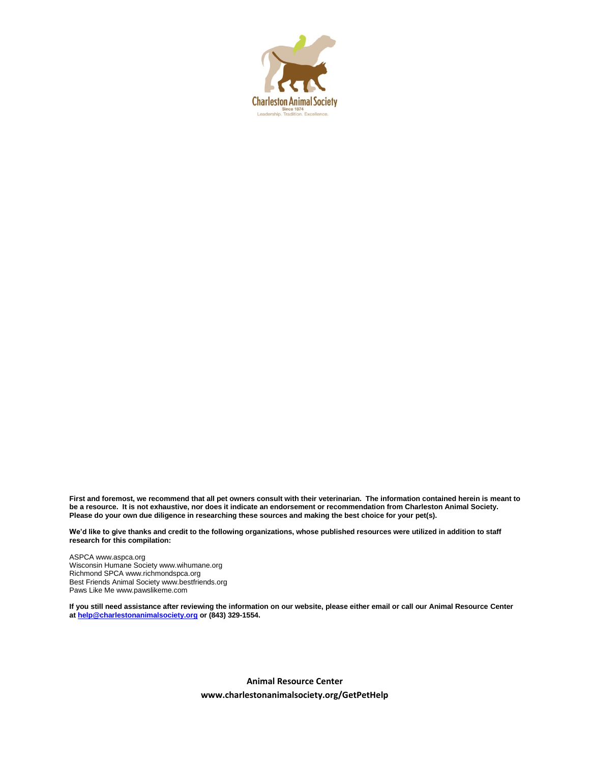Charleston Animal Society

Since 1874

Leadership. Tradition. Excellence.

**First and foremost, we recommend that all pet owners consult with their veterinarian. The information contained herein is meant to be a resource. It is not exhaustive, nor does it indicate an endorsement or recommendation from Charleston Animal Society. Please do your own due diligence in researching these sources and making the best choice for your pet(s).**

**We'd like to give thanks and credit to the following organizations, whose published resources were utilized in addition to staff research for this compilation:**

ASPCA www.aspca.org
Wisconsin Humane Society www.wihumane.org
Richmond SPCA www.richmondspca.org
Best Friends Animal Society www.bestfriends.org
Paws Like Me www.pawslikeme.com

**If you still need assistance after reviewing the information on our website, please either email or call our Animal Resource Center at [help@charlestonanimalsociety.org](mailto:help@charlestonanimalsociety.org) or (843) 329-1554.**

**Animal Resource Center**
**www.charlestonanimalsociety.org/GetPetHelp**